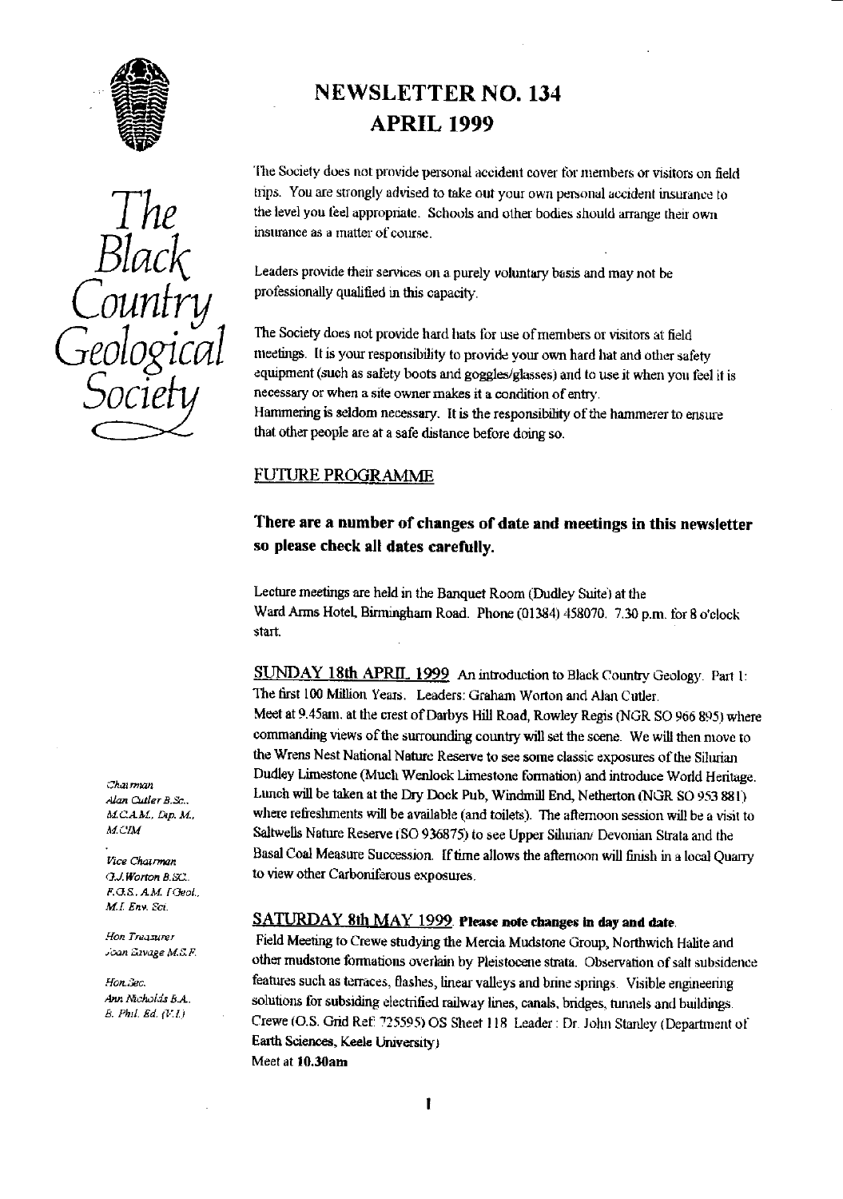# NEWSLETTER NO. 134
# APRIL 1999

*The Black Country Geological Society*

The Society does not provide personal accident cover for members or visitors on field trips. You are strongly advised to take out your own personal accident insurance to the level you feel appropriate. Schools and other bodies should arrange their own insurance as a matter of course.

Leaders provide their services on a purely voluntary basis and may not be professionally qualified in this capacity.

The Society does not provide hard hats for use of members or visitors at field meetings. It is your responsibility to provide your own hard hat and other safety equipment (such as safety boots and goggles/glasses) and to use it when you feel it is necessary or when a site owner makes it a condition of entry.
Hammering is seldom necessary. It is the responsibility of the hammerer to ensure that other people are at a safe distance before doing so.

*Chairman*
*Alan Cutler B.Sc., M.C.A.M., Dip. M., M.CIM*

*Vice Chairman*
*G.J. Worton B.Sc., F.G.S., A.M. I.Geol., M.I. Env. Sci.*

*Hon Treasurer*
*Joan Savage M.S.F.*

*Hon. Sec.*
*Ann Nicholds B.A., B. Phil. Ed. (V.I.)*

## FUTURE PROGRAMME

### There are a number of changes of date and meetings in this newsletter so please check all dates carefully.

Lecture meetings are held in the Banquet Room (Dudley Suite) at the Ward Arms Hotel, Birmingham Road. Phone (01384) 458070. 7.30 p.m. for 8 o'clock start.

**SUNDAY 18th APRIL 1999** An introduction to Black Country Geology. Part 1: The first 100 Million Years. Leaders: Graham Worton and Alan Cutler.
Meet at 9.45am. at the crest of Darbys Hill Road, Rowley Regis (NGR SO 966 895) where commanding views of the surrounding country will set the scene. We will then move to the Wrens Nest National Nature Reserve to see some classic exposures of the Silurian Dudley Limestone (Much Wenlock Limestone formation) and introduce World Heritage. Lunch will be taken at the Dry Dock Pub, Windmill End, Netherton (NGR SO 953 881) where refreshments will be available (and toilets). The afternoon session will be a visit to Saltwells Nature Reserve (SO 936875) to see Upper Silurian/ Devonian Strata and the Basal Coal Measure Succession. If time allows the afternoon will finish in a local Quarry to view other Carboniferous exposures.

**SATURDAY 8th MAY 1999** **Please note changes in day and date.**
Field Meeting to Crewe studying the Mercia Mudstone Group, Northwich Halite and other mudstone formations overlain by Pleistocene strata. Observation of salt subsidence features such as terraces, flashes, linear valleys and brine springs. Visible engineering solutions for subsiding electrified railway lines, canals, bridges, tunnels and buildings. Crewe (O.S. Grid Ref: 725595) OS Sheet 118 Leader : Dr. John Stanley (Department of Earth Sciences, Keele University)
Meet at **10.30am**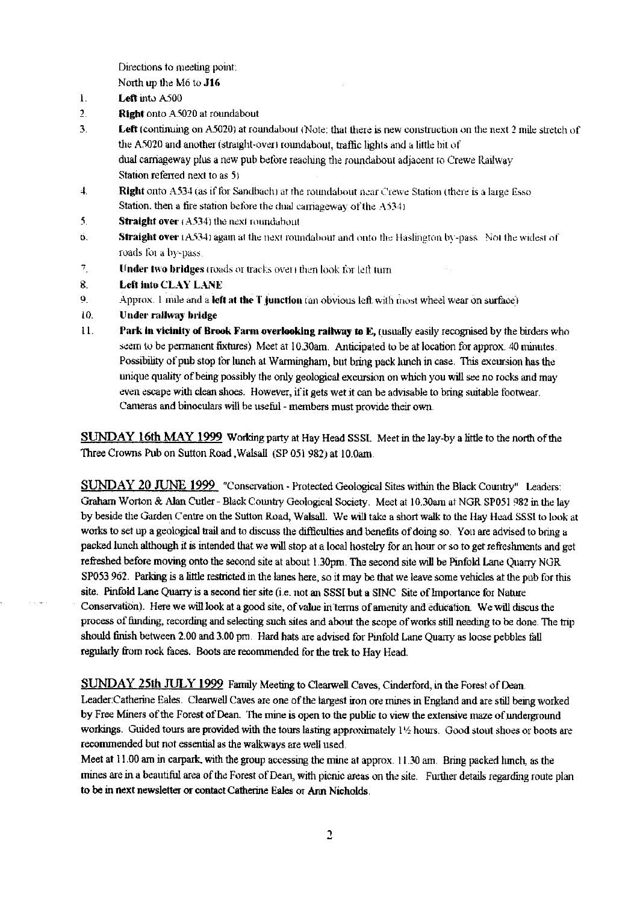Directions to meeting point:
North up the M6 to **J16**

1. **Left** into A500
2. **Right** onto A5020 at roundabout
3. **Left** (continuing on A5020) at roundabout (Note: that there is new construction on the next 2 mile stretch of the A5020 and another (straight-over) roundabout, traffic lights and a little bit of dual carriageway plus a new pub before reaching the roundabout adjacent to Crewe Railway Station referred next to as 5)
4. **Right** onto A534 (as if for Sandbach) at the roundabout near Crewe Station (there is a large Esso Station, then a fire station before the dual carriageway of the A534)
5. **Straight over** (A534) the next roundabout
6. **Straight over** (A534) again at the next roundabout and onto the Haslington by-pass. Not the widest of roads for a by-pass.
7. **Under two bridges** (roads or tracks over) then look for left turn
8. **Left into CLAY LANE**
9. Approx. 1 mile and a **left at the T junction** (an obvious left with most wheel wear on surface)
10. **Under railway bridge**
11. **Park in vicinity of Brook Farm overlooking railway to E,** (usually easily recognised by the birders who seem to be permanent fixtures) Meet at 10.30am. Anticipated to be at location for approx. 40 minutes. Possibility of pub stop for lunch at Warmingham, but bring pack lunch in case. This excursion has the unique quality of being possibly the only geological excursion on which you will see no rocks and may even escape with clean shoes. However, if it gets wet it can be advisable to bring suitable footwear. Cameras and binoculars will be useful - members must provide their own.

**SUNDAY 16th MAY 1999** Working party at Hay Head SSSI. Meet in the lay-by a little to the north of the Three Crowns Pub on Sutton Road, Walsall (SP 051 982) at 10.0am.

**SUNDAY 20 JUNE 1999** "Conservation - Protected Geological Sites within the Black Country" Leaders: Graham Worton & Alan Cutler - Black Country Geological Society. Meet at 10.30am at NGR SP051 982 in the lay by beside the Garden Centre on the Sutton Road, Walsall. We will take a short walk to the Hay Head SSSI to look at works to set up a geological trail and to discuss the difficulties and benefits of doing so. You are advised to bring a packed lunch although it is intended that we will stop at a local hostelry for an hour or so to get refreshments and get refreshed before moving onto the second site at about 1.30pm. The second site will be Pinfold Lane Quarry NGR SP053 962. Parking is a little restricted in the lanes here, so it may be that we leave some vehicles at the pub for this site. Pinfold Lane Quarry is a second tier site (i.e. not an SSSI but a SINC Site of Importance for Nature Conservation). Here we will look at a good site, of value in terms of amenity and education. We will discus the process of funding, recording and selecting such sites and about the scope of works still needing to be done. The trip should finish between 2.00 and 3.00 pm. Hard hats are advised for Pinfold Lane Quarry as loose pebbles fall regularly from rock faces. Boots are recommended for the trek to Hay Head.

**SUNDAY 25th JULY 1999** Family Meeting to Clearwell Caves, Cinderford, in the Forest of Dean. Leader:Catherine Eales. Clearwell Caves are one of the largest iron ore mines in England and are still being worked by Free Miners of the Forest of Dean. The mine is open to the public to view the extensive maze of underground workings. Guided tours are provided with the tours lasting approximately 1½ hours. Good stout shoes or boots are recommended but not essential as the walkways are well used.

Meet at 11.00 am in carpark, with the group accessing the mine at approx. 11.30 am. Bring packed lunch, as the mines are in a beautiful area of the Forest of Dean, with picnic areas on the site. Further details regarding route plan to be in next newsletter or contact Catherine Eales or Ann Nicholds.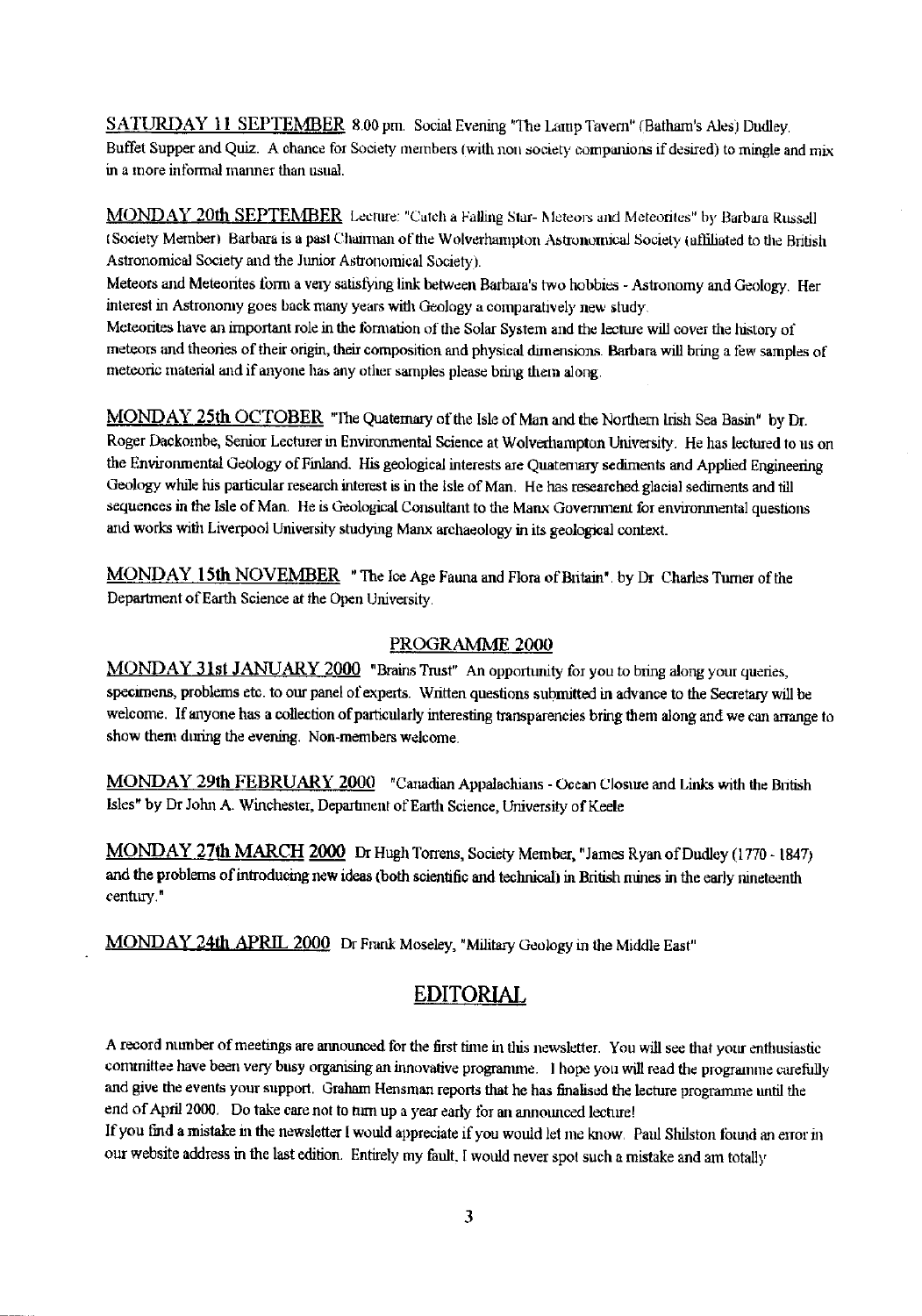**SATURDAY 11 SEPTEMBER** 8.00 pm. Social Evening "The Lamp Tavern" (Batham's Ales) Dudley. Buffet Supper and Quiz. A chance for Society members (with non society companions if desired) to mingle and mix in a more informal manner than usual.

**MONDAY 20th SEPTEMBER** Lecture: "Catch a Falling Star- Meteors and Meteorites" by Barbara Russell (Society Member) Barbara is a past Chairman of the Wolverhampton Astronomical Society (affiliated to the British Astronomical Society and the Junior Astronomical Society).

Meteors and Meteorites form a very satisfying link between Barbara's two hobbies - Astronomy and Geology. Her interest in Astronomy goes back many years with Geology a comparatively new study.

Meteorites have an important role in the formation of the Solar System and the lecture will cover the history of meteors and theories of their origin, their composition and physical dimensions. Barbara will bring a few samples of meteoric material and if anyone has any other samples please bring them along.

**MONDAY 25th OCTOBER** "The Quaternary of the Isle of Man and the Northern Irish Sea Basin" by Dr. Roger Dackombe, Senior Lecturer in Environmental Science at Wolverhampton University. He has lectured to us on the Environmental Geology of Finland. His geological interests are Quaternary sediments and Applied Engineering Geology while his particular research interest is in the Isle of Man. He has researched glacial sediments and till sequences in the Isle of Man. He is Geological Consultant to the Manx Government for environmental questions and works with Liverpool University studying Manx archaeology in its geological context.

**MONDAY 15th NOVEMBER** "The Ice Age Fauna and Flora of Britain". by Dr Charles Turner of the Department of Earth Science at the Open University.

## PROGRAMME 2000

**MONDAY 31st JANUARY 2000** "Brains Trust" An opportunity for you to bring along your queries, specimens, problems etc. to our panel of experts. Written questions submitted in advance to the Secretary will be welcome. If anyone has a collection of particularly interesting transparencies bring them along and we can arrange to show them during the evening. Non-members welcome.

**MONDAY 29th FEBRUARY 2000** "Canadian Appalachians - Ocean Closure and Links with the British Isles" by Dr John A. Winchester, Department of Earth Science, University of Keele

**MONDAY 27th MARCH 2000** Dr Hugh Torrens, Society Member, "James Ryan of Dudley (1770 - 1847) and the problems of introducing new ideas (both scientific and technical) in British mines in the early nineteenth century."

**MONDAY 24th APRIL 2000** Dr Frank Moseley, "Military Geology in the Middle East"

## EDITORIAL

A record number of meetings are announced for the first time in this newsletter. You will see that your enthusiastic committee have been very busy organising an innovative programme. I hope you will read the programme carefully and give the events your support. Graham Hensman reports that he has finalised the lecture programme until the end of April 2000. Do take care not to turn up a year early for an announced lecture!

If you find a mistake in the newsletter I would appreciate if you would let me know. Paul Shilston found an error in our website address in the last edition. Entirely my fault. I would never spot such a mistake and am totally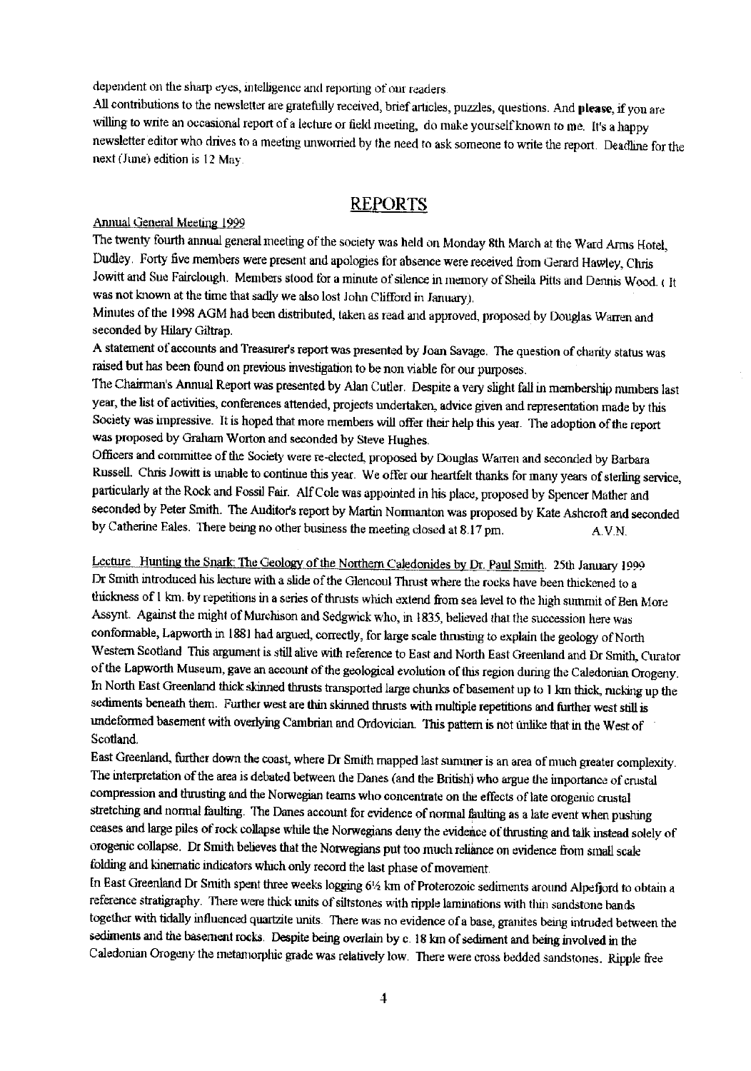dependent on the sharp eyes, intelligence and reporting of our readers.

All contributions to the newsletter are gratefully received, brief articles, puzzles, questions. And **please**, if you are willing to write an occasional report of a lecture or field meeting, do make yourself known to me. It's a happy newsletter editor who drives to a meeting unworried by the need to ask someone to write the report. Deadline for the next (June) edition is 12 May.

## REPORTS

Annual General Meeting 1999

The twenty fourth annual general meeting of the society was held on Monday 8th March at the Ward Arms Hotel, Dudley. Forty five members were present and apologies for absence were received from Gerard Hawley, Chris Jowitt and Sue Fairclough. Members stood for a minute of silence in memory of Sheila Pitts and Dennis Wood. ( It was not known at the time that sadly we also lost John Clifford in January).

Minutes of the 1998 AGM had been distributed, taken as read and approved, proposed by Douglas Warren and seconded by Hilary Giltrap.

A statement of accounts and Treasurer's report was presented by Joan Savage. The question of charity status was raised but has been found on previous investigation to be non viable for our purposes.

The Chairman's Annual Report was presented by Alan Cutler. Despite a very slight fall in membership numbers last year, the list of activities, conferences attended, projects undertaken, advice given and representation made by this Society was impressive. It is hoped that more members will offer their help this year. The adoption of the report was proposed by Graham Worton and seconded by Steve Hughes.

Officers and committee of the Society were re-elected, proposed by Douglas Warren and seconded by Barbara Russell. Chris Jowitt is unable to continue this year. We offer our heartfelt thanks for many years of sterling service, particularly at the Rock and Fossil Fair. Alf Cole was appointed in his place, proposed by Spencer Mather and seconded by Peter Smith. The Auditor's report by Martin Normanton was proposed by Kate Ashcroft and seconded by Catherine Eales. There being no other business the meeting closed at 8.17 pm. A.V.N.

Lecture Hunting the Snark: The Geology of the Northern Caledonides by Dr. Paul Smith. 25th January 1999

Dr Smith introduced his lecture with a slide of the Glencoul Thrust where the rocks have been thickened to a thickness of 1 km. by repetitions in a series of thrusts which extend from sea level to the high summit of Ben More Assynt. Against the might of Murchison and Sedgwick who, in 1835, believed that the succession here was conformable, Lapworth in 1881 had argued, correctly, for large scale thrusting to explain the geology of North Western Scotland This argument is still alive with reference to East and North East Greenland and Dr Smith, Curator of the Lapworth Museum, gave an account of the geological evolution of this region during the Caledonian Orogeny. In North East Greenland thick skinned thrusts transported large chunks of basement up to 1 km thick, rucking up the sediments beneath them. Further west are thin skinned thrusts with multiple repetitions and further west still is undeformed basement with overlying Cambrian and Ordovician. This pattern is not unlike that in the West of Scotland.

East Greenland, further down the coast, where Dr Smith mapped last summer is an area of much greater complexity. The interpretation of the area is debated between the Danes (and the British) who argue the importance of crustal compression and thrusting and the Norwegian teams who concentrate on the effects of late orogenic crustal stretching and normal faulting. The Danes account for evidence of normal faulting as a late event when pushing ceases and large piles of rock collapse while the Norwegians deny the evidence of thrusting and talk instead solely of orogenic collapse. Dr Smith believes that the Norwegians put too much reliance on evidence from small scale folding and kinematic indicators which only record the last phase of movement.

In East Greenland Dr Smith spent three weeks logging 6½ km of Proterozoic sediments around Alpefjord to obtain a reference stratigraphy. There were thick units of siltstones with ripple laminations with thin sandstone bands together with tidally influenced quartzite units. There was no evidence of a base, granites being intruded between the sediments and the basement rocks. Despite being overlain by c. 18 km of sediment and being involved in the Caledonian Orogeny the metamorphic grade was relatively low. There were cross bedded sandstones. Ripple free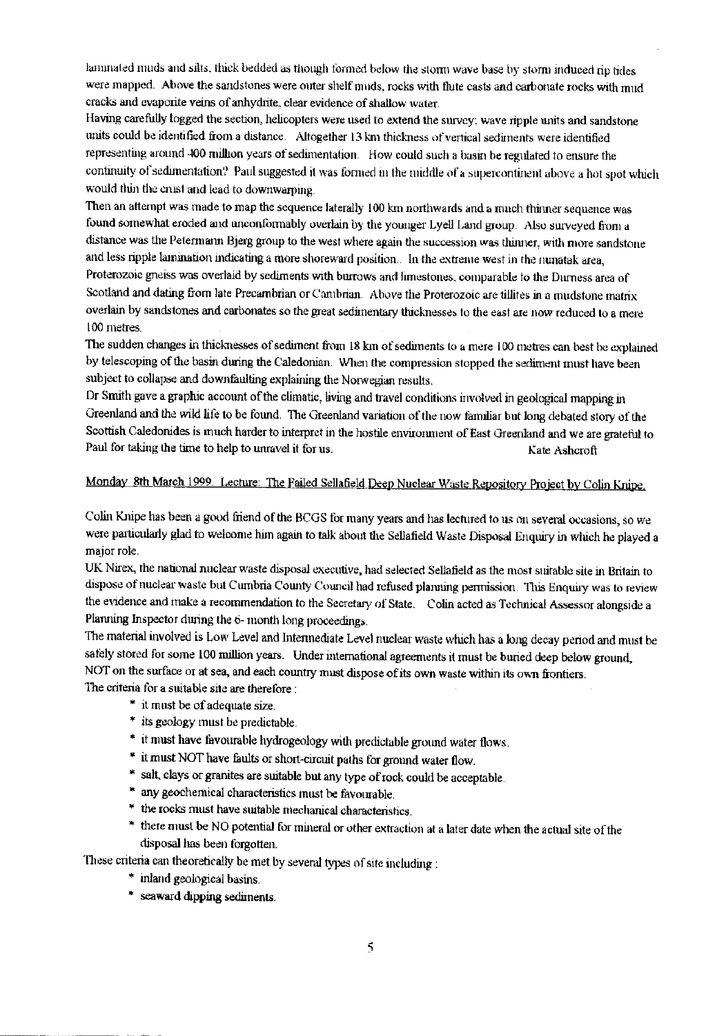laminated muds and silts, thick bedded as though formed below the storm wave base by storm induced rip tides were mapped. Above the sandstones were outer shelf muds, rocks with flute casts and carbonate rocks with mud cracks and evaporite veins of anhydrite, clear evidence of shallow water.

Having carefully logged the section, helicopters were used to extend the survey: wave ripple units and sandstone units could be identified from a distance. Altogether 13 km thickness of vertical sediments were identified representing around 400 million years of sedimentation. How could such a basin be regulated to ensure the continuity of sedimentation? Paul suggested it was formed in the middle of a supercontinent above a hot spot which would thin the crust and lead to downwarping.

Then an attempt was made to map the sequence laterally 100 km northwards and a much thinner sequence was found somewhat eroded and unconformably overlain by the younger Lyell Land group. Also surveyed from a distance was the Petermann Bjerg group to the west where again the succession was thinner, with more sandstone and less ripple lamination indicating a more shoreward position.. In the extreme west in the nunatak area, Proterozoic gneiss was overlaid by sediments with burrows and limestones, comparable to the Durness area of Scotland and dating from late Precambrian or Cambrian. Above the Proterozoic are tillites in a mudstone matrix overlain by sandstones and carbonates so the great sedimentary thicknesses to the east are now reduced to a mere 100 metres.

The sudden changes in thicknesses of sediment from 18 km of sediments to a mere 100 metres can best be explained by telescoping of the basin during the Caledonian. When the compression stopped the sediment must have been subject to collapse and downfaulting explaining the Norwegian results.

Dr Smith gave a graphic account of the climatic, living and travel conditions involved in geological mapping in Greenland and the wild life to be found. The Greenland variation of the now familiar but long debated story of the Scottish Caledonides is much harder to interpret in the hostile environment of East Greenland and we are grateful to Paul for taking the time to help to unravel it for us.

Kate Ashcroft

## Monday 8th March 1999. Lecture: The Failed Sellafield Deep Nuclear Waste Repository Project by Colin Knipe.

Colin Knipe has been a good friend of the BCGS for many years and has lectured to us on several occasions, so we were particularly glad to welcome him again to talk about the Sellafield Waste Disposal Enquiry in which he played a major role.

UK Nirex, the national nuclear waste disposal executive, had selected Sellafield as the most suitable site in Britain to dispose of nuclear waste but Cumbria County Council had refused planning permission. This Enquiry was to review the evidence and make a recommendation to the Secretary of State. Colin acted as Technical Assessor alongside a Planning Inspector during the 6- month long proceedings.

The material involved is Low Level and Intermediate Level nuclear waste which has a long decay period and must be safely stored for some 100 million years. Under international agreements it must be buried deep below ground, NOT on the surface or at sea, and each country must dispose of its own waste within its own frontiers.

The criteria for a suitable site are therefore :

* it must be of adequate size.
* its geology must be predictable.
* it must have favourable hydrogeology with predictable ground water flows.
* it must NOT have faults or short-circuit paths for ground water flow.
* salt, clays or granites are suitable but any type of rock could be acceptable.
* any geochemical characteristics must be favourable.
* the rocks must have suitable mechanical characteristics.
* there must be NO potential for mineral or other extraction at a later date when the actual site of the disposal has been forgotten.

These criteria can theoretically be met by several types of site including :

* inland geological basins.
* seaward dipping sediments.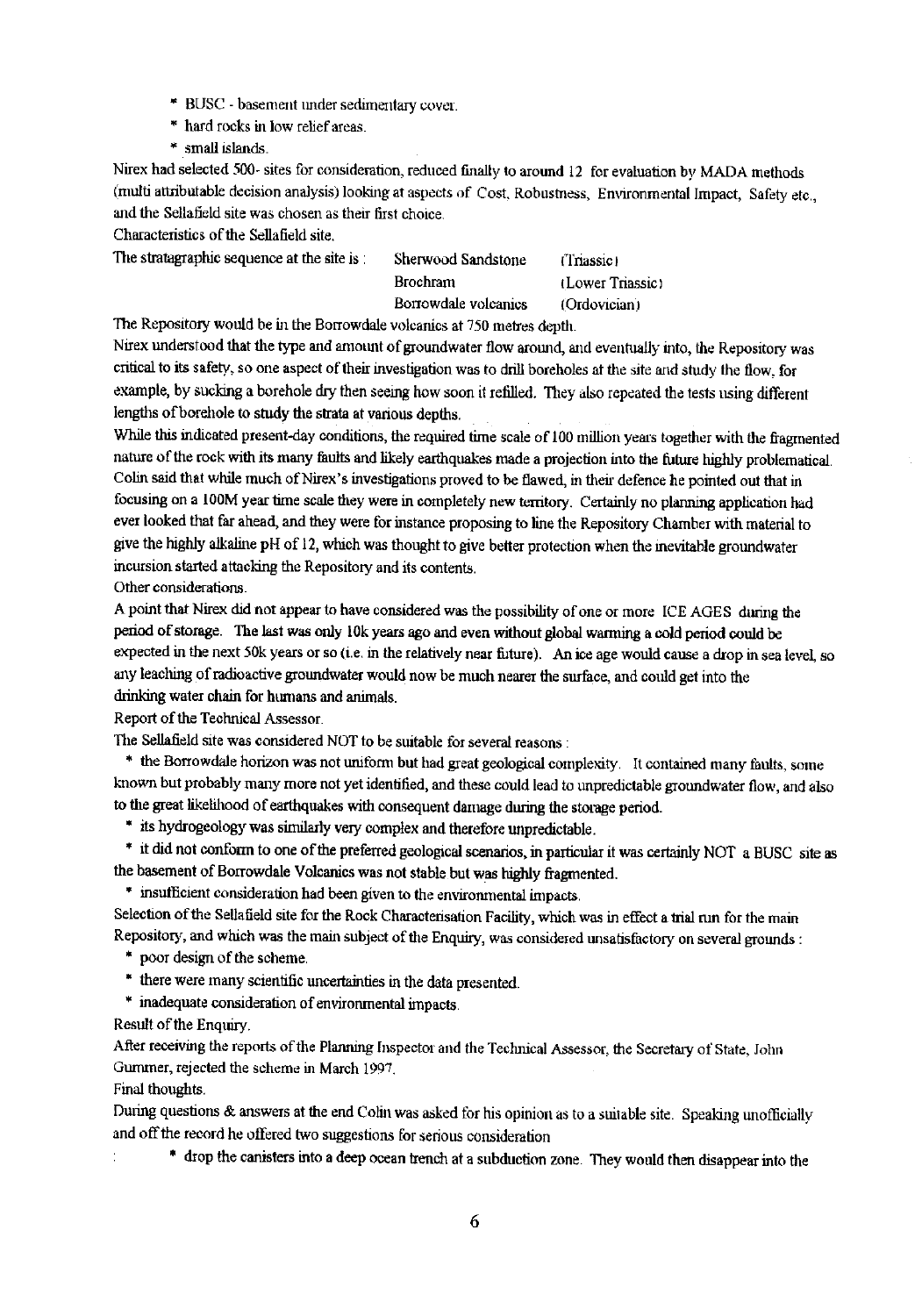* BUSC - basement under sedimentary cover.
* hard rocks in low relief areas.
* small islands.

Nirex had selected 500- sites for consideration, reduced finally to around 12 for evaluation by MADA methods (multi attributable decision analysis) looking at aspects of Cost, Robustness, Environmental Impact, Safety etc., and the Sellafield site was chosen as their first choice.

Characteristics of the Sellafield site.

| The stratagraphic sequence at the site is : | Sherwood Sandstone | (Triassic) |
|---|---|---|
| | Brochram | (Lower Triassic) |
| | Borrowdale volcanics | (Ordovician) |

The Repository would be in the Borrowdale volcanics at 750 metres depth.

Nirex understood that the type and amount of groundwater flow around, and eventually into, the Repository was critical to its safety, so one aspect of their investigation was to drill boreholes at the site and study the flow, for example, by sucking a borehole dry then seeing how soon it refilled. They also repeated the tests using different lengths of borehole to study the strata at various depths.

While this indicated present-day conditions, the required time scale of 100 million years together with the fragmented nature of the rock with its many faults and likely earthquakes made a projection into the future highly problematical. Colin said that while much of Nirex's investigations proved to be flawed, in their defence he pointed out that in focusing on a 100M year time scale they were in completely new territory. Certainly no planning application had ever looked that far ahead, and they were for instance proposing to line the Repository Chamber with material to give the highly alkaline pH of 12, which was thought to give better protection when the inevitable groundwater incursion started attacking the Repository and its contents.

Other considerations.

A point that Nirex did not appear to have considered was the possibility of one or more ICE AGES during the period of storage. The last was only 10k years ago and even without global warming a cold period could be expected in the next 50k years or so (i.e. in the relatively near future). An ice age would cause a drop in sea level, so any leaching of radioactive groundwater would now be much nearer the surface, and could get into the drinking water chain for humans and animals.

Report of the Technical Assessor.

The Sellafield site was considered NOT to be suitable for several reasons :

* the Borrowdale horizon was not uniform but had great geological complexity. It contained many faults, some known but probably many more not yet identified, and these could lead to unpredictable groundwater flow, and also to the great likelihood of earthquakes with consequent damage during the storage period.
* its hydrogeology was similarly very complex and therefore unpredictable.
* it did not conform to one of the preferred geological scenarios, in particular it was certainly NOT a BUSC site as the basement of Borrowdale Volcanics was not stable but was highly fragmented.
* insufficient consideration had been given to the environmental impacts.

Selection of the Sellafield site for the Rock Characterisation Facility, which was in effect a trial run for the main Repository, and which was the main subject of the Enquiry, was considered unsatisfactory on several grounds :

* poor design of the scheme.
* there were many scientific uncertainties in the data presented.
* inadequate consideration of environmental impacts.

Result of the Enquiry.

After receiving the reports of the Planning Inspector and the Technical Assessor, the Secretary of State, John Gummer, rejected the scheme in March 1997.

Final thoughts.

During questions & answers at the end Colin was asked for his opinion as to a suitable site. Speaking unofficially and off the record he offered two suggestions for serious consideration

* drop the canisters into a deep ocean trench at a subduction zone. They would then disappear into the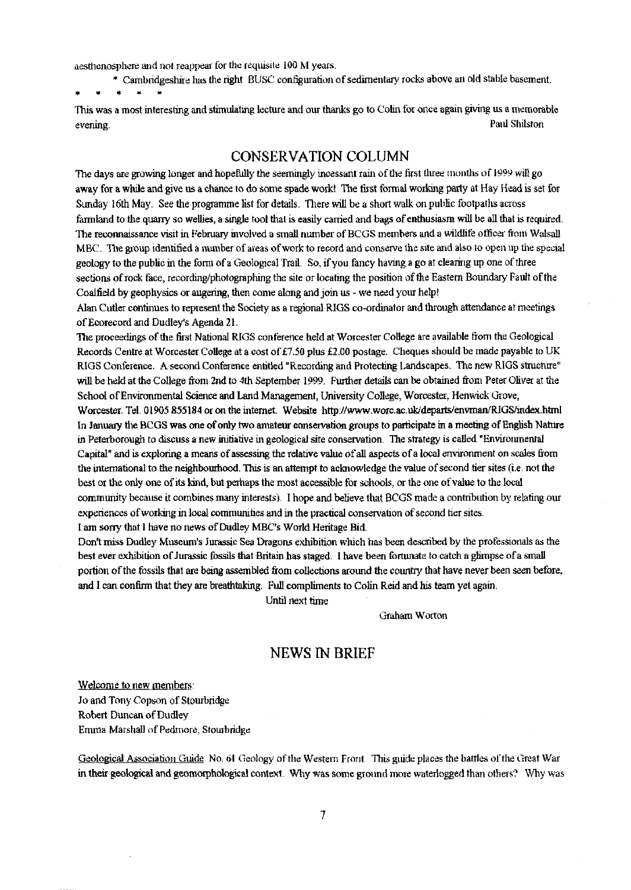aesthenosphere and not reappear for the requisite 100 M years.

* Cambridgeshire has the right BUSC configuration of sedimentary rocks above an old stable basement.

\* \* \* \* \*

This was a most interesting and stimulating lecture and our thanks go to Colin for once again giving us a memorable evening.

Paul Shilston

## CONSERVATION COLUMN

The days are growing longer and hopefully the seemingly incessant rain of the first three months of 1999 will go away for a while and give us a chance to do some spade work! The first formal working party at Hay Head is set for Sunday 16th May. See the programme list for details. There will be a short walk on public footpaths across farmland to the quarry so wellies, a single tool that is easily carried and bags of enthusiasm will be all that is required. The reconnaissance visit in February involved a small number of BCGS members and a wildlife officer from Walsall MBC. The group identified a number of areas of work to record and conserve the site and also to open up the special geology to the public in the form of a Geological Trail. So, if you fancy having a go at clearing up one of three sections of rock face, recording/photographing the site or locating the position of the Eastern Boundary Fault of the Coalfield by geophysics or augering, then come along and join us - we need your help!

Alan Cutler continues to represent the Society as a regional RIGS co-ordinator and through attendance at meetings of Ecorecord and Dudley's Agenda 21.

The proceedings of the first National RIGS conference held at Worcester College are available from the Geological Records Centre at Worcester College at a cost of £7.50 plus £2.00 postage. Cheques should be made payable to UK RIGS Conference. A second Conference entitled "Recording and Protecting Landscapes. The new RIGS structure" will be held at the College from 2nd to 4th September 1999. Further details can be obtained from Peter Oliver at the School of Environmental Science and Land Management, University College, Worcester, Henwick Grove, Worcester. Tel. 01905 855184 or on the internet. Website http://www.worc.ac.uk/departs/envman/RIGS/index.html

In January the BCGS was one of only two amateur conservation groups to participate in a meeting of English Nature in Peterborough to discuss a new initiative in geological site conservation. The strategy is called "Environmental Capital" and is exploring a means of assessing the relative value of all aspects of a local environment on scales from the international to the neighbourhood. This is an attempt to acknowledge the value of second tier sites (i.e. not the best or the only one of its kind, but perhaps the most accessible for schools, or the one of value to the local community because it combines many interests). I hope and believe that BCGS made a contribution by relating our experiences of working in local communities and in the practical conservation of second tier sites.

I am sorry that I have no news of Dudley MBC's World Heritage Bid.

Don't miss Dudley Museum's Jurassic Sea Dragons exhibition which has been described by the professionals as the best ever exhibition of Jurassic fossils that Britain has staged. I have been fortunate to catch a glimpse of a small portion of the fossils that are being assembled from collections around the country that have never been seen before, and I can confirm that they are breathtaking. Full compliments to Colin Reid and his team yet again.

Until next time

Graham Worton

## NEWS IN BRIEF

Welcome to new members:
Jo and Tony Copson of Stourbridge
Robert Duncan of Dudley
Emma Marshall of Pedmore, Stourbridge

Geological Association Guide No. 61 Geology of the Western Front. This guide places the battles of the Great War in their geological and geomorphological context. Why was some ground more waterlogged than others? Why was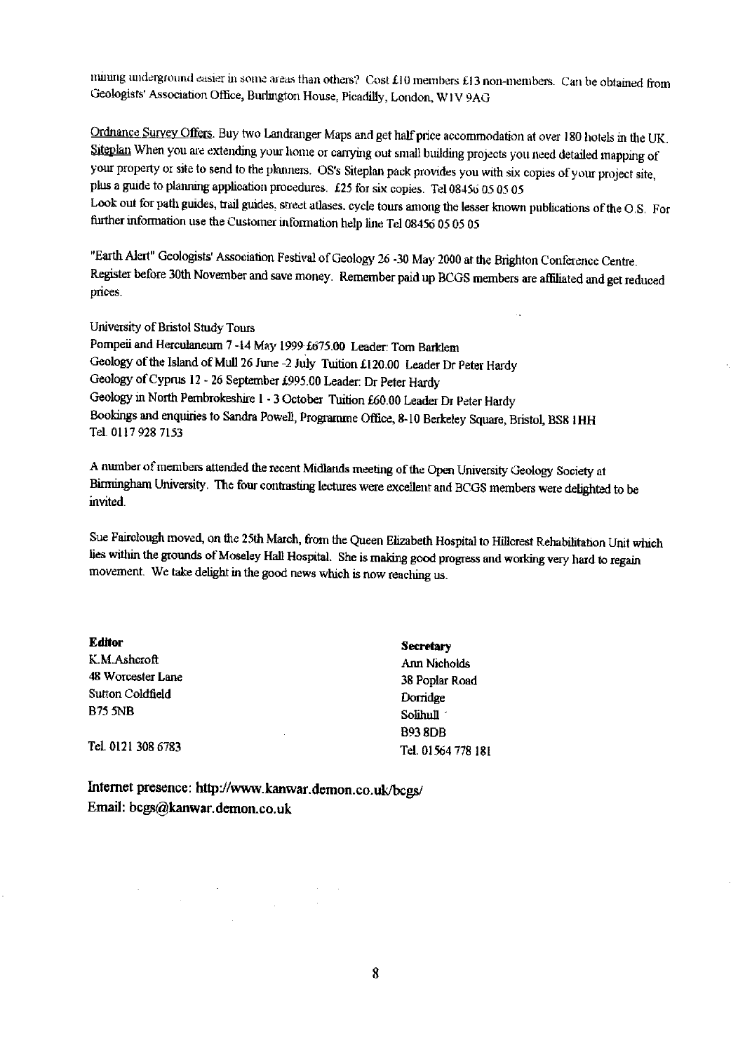mining underground easier in some areas than others? Cost £10 members £13 non-members. Can be obtained from Geologists' Association Office, Burlington House, Picadilly, London, W1V 9AG

Ordnance Survey Offers. Buy two Landranger Maps and get half price accommodation at over 180 hotels in the UK. Siteplan When you are extending your home or carrying out small building projects you need detailed mapping of your property or site to send to the planners. OS's Siteplan pack provides you with six copies of your project site, plus a guide to planning application procedures. £25 for six copies. Tel 08456 05 05 05
Look out for path guides, trail guides, street atlases, cycle tours among the lesser known publications of the O.S. For further information use the Customer information help line Tel 08456 05 05 05

"Earth Alert" Geologists' Association Festival of Geology 26 -30 May 2000 at the Brighton Conference Centre. Register before 30th November and save money. Remember paid up BCGS members are affiliated and get reduced prices.

University of Bristol Study Tours
Pompeii and Herculaneum 7 -14 May 1999 £675.00 Leader: Tom Barklem
Geology of the Island of Mull 26 June -2 July Tuition £120.00 Leader Dr Peter Hardy
Geology of Cyprus 12 - 26 September £995.00 Leader: Dr Peter Hardy
Geology in North Pembrokeshire 1 - 3 October Tuition £60.00 Leader Dr Peter Hardy
Bookings and enquiries to Sandra Powell, Programme Office, 8-10 Berkeley Square, Bristol, BS8 1HH
Tel. 0117 928 7153

A number of members attended the recent Midlands meeting of the Open University Geology Society at Birmingham University. The four contrasting lectures were excellent and BCGS members were delighted to be invited.

Sue Fairclough moved, on the 25th March, from the Queen Elizabeth Hospital to Hillcrest Rehabilitation Unit which lies within the grounds of Moseley Hall Hospital. She is making good progress and working very hard to regain movement. We take delight in the good news which is now reaching us.

**Editor**
K.M.Ashcroft
48 Worcester Lane
Sutton Coldfield
B75 5NB

Tel. 0121 308 6783

**Secretary**
Ann Nicholds
38 Poplar Road
Dorridge
Solihull
B93 8DB
Tel. 01564 778 181

Internet presence: http://www.kanwar.demon.co.uk/bcgs/
Email: bcgs@kanwar.demon.co.uk